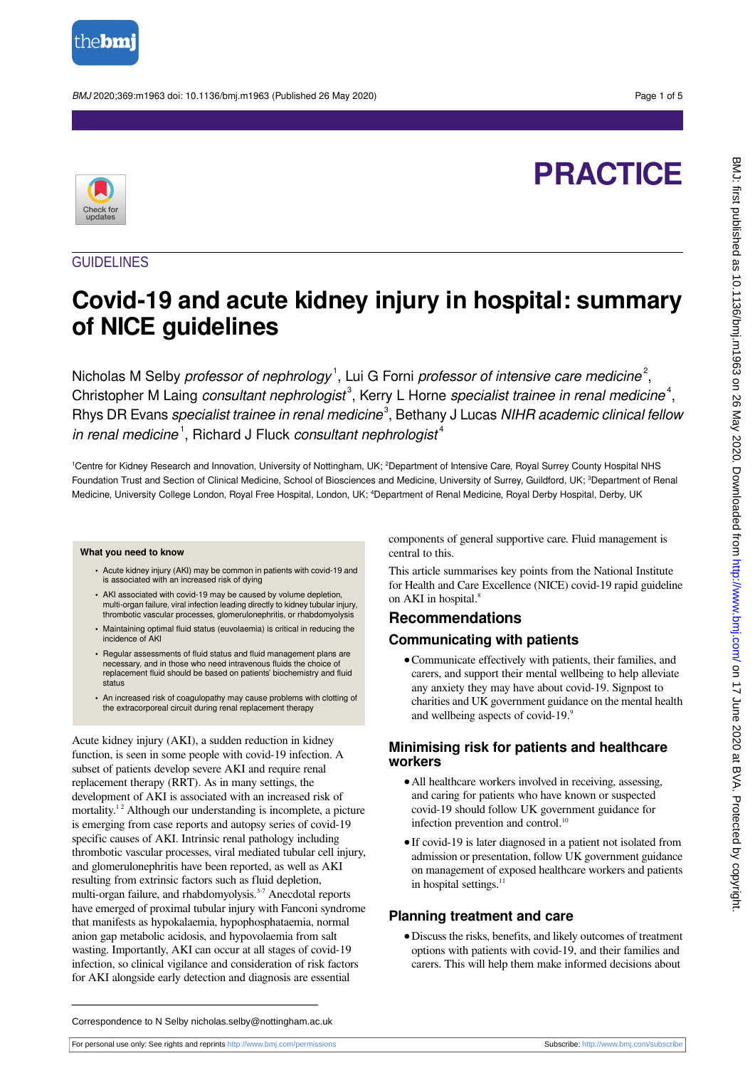PRACTICE

GUIDELINES

# Covid-19 and acute kidney injury in hospital: summary of NICE guidelines

Nicholas M Selby *professor of nephrology*[1], Lui G Forni *professor of intensive care medicine*[2], Christopher M Laing *consultant nephrologist*[3], Kerry L Horne *specialist trainee in renal medicine*[4], Rhys DR Evans *specialist trainee in renal medicine*[3], Bethany J Lucas *NIHR academic clinical fellow in renal medicine*[1], Richard J Fluck *consultant nephrologist*[4]

[1]Centre for Kidney Research and Innovation, University of Nottingham, UK; [2]Department of Intensive Care, Royal Surrey County Hospital NHS Foundation Trust and Section of Clinical Medicine, School of Biosciences and Medicine, University of Surrey, Guildford, UK; [3]Department of Renal Medicine, University College London, Royal Free Hospital, London, UK; [4]Department of Renal Medicine, Royal Derby Hospital, Derby, UK

**What you need to know**

- Acute kidney injury (AKI) may be common in patients with covid-19 and is associated with an increased risk of dying
- AKI associated with covid-19 may be caused by volume depletion, multi-organ failure, viral infection leading directly to kidney tubular injury, thrombotic vascular processes, glomerulonephritis, or rhabdomyolysis
- Maintaining optimal fluid status (euvolaemia) is critical in reducing the incidence of AKI
- Regular assessments of fluid status and fluid management plans are necessary, and in those who need intravenous fluids the choice of replacement fluid should be based on patients' biochemistry and fluid status
- An increased risk of coagulopathy may cause problems with clotting of the extracorporeal circuit during renal replacement therapy

Acute kidney injury (AKI), a sudden reduction in kidney function, is seen in some people with covid-19 infection. A subset of patients develop severe AKI and require renal replacement therapy (RRT). As in many settings, the development of AKI is associated with an increased risk of mortality.[1,2] Although our understanding is incomplete, a picture is emerging from case reports and autopsy series of covid-19 specific causes of AKI. Intrinsic renal pathology including thrombotic vascular processes, viral mediated tubular cell injury, and glomerulonephritis have been reported, as well as AKI resulting from extrinsic factors such as fluid depletion, multi-organ failure, and rhabdomyolysis.[3-7] Anecdotal reports have emerged of proximal tubular injury with Fanconi syndrome that manifests as hypokalaemia, hypophosphataemia, normal anion gap metabolic acidosis, and hypovolaemia from salt wasting. Importantly, AKI can occur at all stages of covid-19 infection, so clinical vigilance and consideration of risk factors for AKI alongside early detection and diagnosis are essential components of general supportive care. Fluid management is central to this.

This article summarises key points from the National Institute for Health and Care Excellence (NICE) covid-19 rapid guideline on AKI in hospital.[8]

## Recommendations

### Communicating with patients

- Communicate effectively with patients, their families, and carers, and support their mental wellbeing to help alleviate any anxiety they may have about covid-19. Signpost to charities and UK government guidance on the mental health and wellbeing aspects of covid-19.[9]

### Minimising risk for patients and healthcare workers

- All healthcare workers involved in receiving, assessing, and caring for patients who have known or suspected covid-19 should follow UK government guidance for infection prevention and control.[10]
- If covid-19 is later diagnosed in a patient not isolated from admission or presentation, follow UK government guidance on management of exposed healthcare workers and patients in hospital settings.[11]

### Planning treatment and care

- Discuss the risks, benefits, and likely outcomes of treatment options with patients with covid-19, and their families and carers. This will help them make informed decisions about

Correspondence to N Selby nicholas.selby@nottingham.ac.uk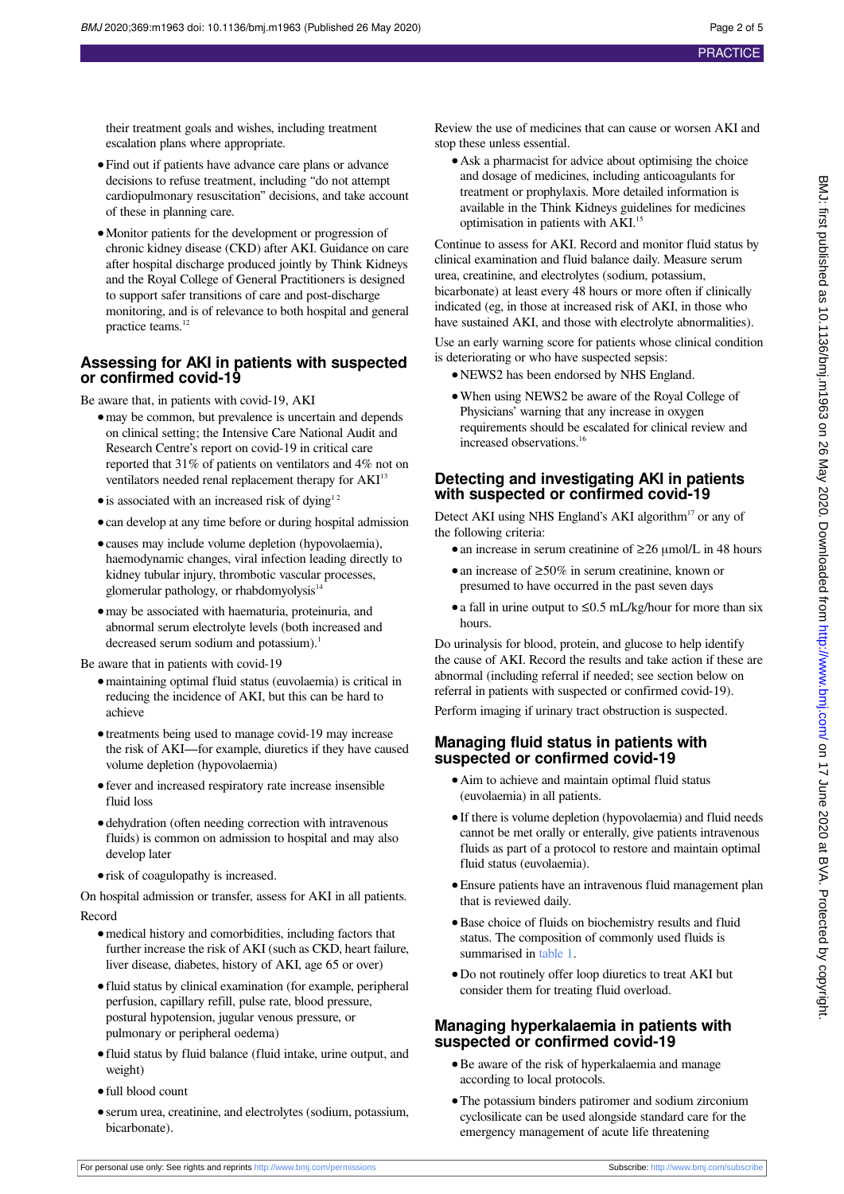their treatment goals and wishes, including treatment escalation plans where appropriate.

- Find out if patients have advance care plans or advance decisions to refuse treatment, including "do not attempt cardiopulmonary resuscitation" decisions, and take account of these in planning care.
- Monitor patients for the development or progression of chronic kidney disease (CKD) after AKI. Guidance on care after hospital discharge produced jointly by Think Kidneys and the Royal College of General Practitioners is designed to support safer transitions of care and post-discharge monitoring, and is of relevance to both hospital and general practice teams.[12]

## Assessing for AKI in patients with suspected or confirmed covid-19

Be aware that, in patients with covid-19, AKI

- may be common, but prevalence is uncertain and depends on clinical setting; the Intensive Care National Audit and Research Centre's report on covid-19 in critical care reported that 31% of patients on ventilators and 4% not on ventilators needed renal replacement therapy for AKI[13]
- is associated with an increased risk of dying[1,2]
- can develop at any time before or during hospital admission
- causes may include volume depletion (hypovolaemia), haemodynamic changes, viral infection leading directly to kidney tubular injury, thrombotic vascular processes, glomerular pathology, or rhabdomyolysis[14]
- may be associated with haematuria, proteinuria, and abnormal serum electrolyte levels (both increased and decreased serum sodium and potassium).[1]

Be aware that in patients with covid-19

- maintaining optimal fluid status (euvolaemia) is critical in reducing the incidence of AKI, but this can be hard to achieve
- treatments being used to manage covid-19 may increase the risk of AKI—for example, diuretics if they have caused volume depletion (hypovolaemia)
- fever and increased respiratory rate increase insensible fluid loss
- dehydration (often needing correction with intravenous fluids) is common on admission to hospital and may also develop later
- risk of coagulopathy is increased.

On hospital admission or transfer, assess for AKI in all patients. Record

- medical history and comorbidities, including factors that further increase the risk of AKI (such as CKD, heart failure, liver disease, diabetes, history of AKI, age 65 or over)
- fluid status by clinical examination (for example, peripheral perfusion, capillary refill, pulse rate, blood pressure, postural hypotension, jugular venous pressure, or pulmonary or peripheral oedema)
- fluid status by fluid balance (fluid intake, urine output, and weight)
- full blood count
- serum urea, creatinine, and electrolytes (sodium, potassium, bicarbonate).

Review the use of medicines that can cause or worsen AKI and stop these unless essential.

- Ask a pharmacist for advice about optimising the choice and dosage of medicines, including anticoagulants for treatment or prophylaxis. More detailed information is available in the Think Kidneys guidelines for medicines optimisation in patients with AKI.[15]

Continue to assess for AKI. Record and monitor fluid status by clinical examination and fluid balance daily. Measure serum urea, creatinine, and electrolytes (sodium, potassium, bicarbonate) at least every 48 hours or more often if clinically indicated (eg, in those at increased risk of AKI, in those who have sustained AKI, and those with electrolyte abnormalities).

Use an early warning score for patients whose clinical condition is deteriorating or who have suspected sepsis:

- NEWS2 has been endorsed by NHS England.
- When using NEWS2 be aware of the Royal College of Physicians' warning that any increase in oxygen requirements should be escalated for clinical review and increased observations.[16]

## Detecting and investigating AKI in patients with suspected or confirmed covid-19

Detect AKI using NHS England's AKI algorithm[17] or any of the following criteria:

- an increase in serum creatinine of ≥26 μmol/L in 48 hours
- an increase of ≥50% in serum creatinine, known or presumed to have occurred in the past seven days
- a fall in urine output to ≤0.5 mL/kg/hour for more than six hours.

Do urinalysis for blood, protein, and glucose to help identify the cause of AKI. Record the results and take action if these are abnormal (including referral if needed; see section below on referral in patients with suspected or confirmed covid-19).

Perform imaging if urinary tract obstruction is suspected.

## Managing fluid status in patients with suspected or confirmed covid-19

- Aim to achieve and maintain optimal fluid status (euvolaemia) in all patients.
- If there is volume depletion (hypovolaemia) and fluid needs cannot be met orally or enterally, give patients intravenous fluids as part of a protocol to restore and maintain optimal fluid status (euvolaemia).
- Ensure patients have an intravenous fluid management plan that is reviewed daily.
- Base choice of fluids on biochemistry results and fluid status. The composition of commonly used fluids is summarised in table 1.
- Do not routinely offer loop diuretics to treat AKI but consider them for treating fluid overload.

## Managing hyperkalaemia in patients with suspected or confirmed covid-19

- Be aware of the risk of hyperkalaemia and manage according to local protocols.
- The potassium binders patiromer and sodium zirconium cyclosilicate can be used alongside standard care for the emergency management of acute life threatening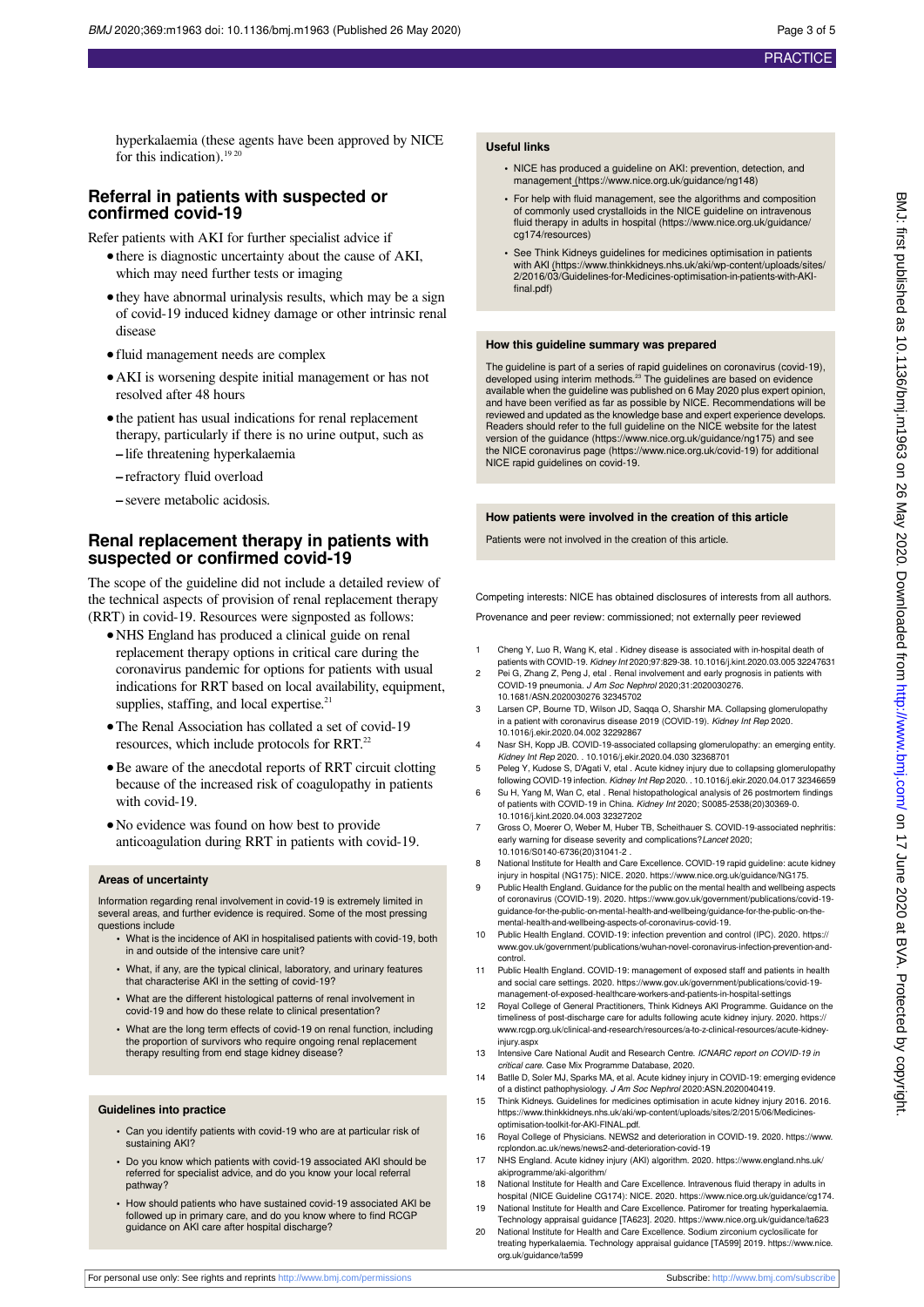hyperkalaemia (these agents have been approved by NICE for this indication).[19 20]

## Referral in patients with suspected or confirmed covid-19

Refer patients with AKI for further specialist advice if

- there is diagnostic uncertainty about the cause of AKI, which may need further tests or imaging
- they have abnormal urinalysis results, which may be a sign of covid-19 induced kidney damage or other intrinsic renal disease
- fluid management needs are complex
- AKI is worsening despite initial management or has not resolved after 48 hours
- the patient has usual indications for renal replacement therapy, particularly if there is no urine output, such as
  - life threatening hyperkalaemia
  - refractory fluid overload
  - severe metabolic acidosis.

## Renal replacement therapy in patients with suspected or confirmed covid-19

The scope of the guideline did not include a detailed review of the technical aspects of provision of renal replacement therapy (RRT) in covid-19. Resources were signposted as follows:

- NHS England has produced a clinical guide on renal replacement therapy options in critical care during the coronavirus pandemic for options for patients with usual indications for RRT based on local availability, equipment, supplies, staffing, and local expertise.[21]
- The Renal Association has collated a set of covid-19 resources, which include protocols for RRT.[22]
- Be aware of the anecdotal reports of RRT circuit clotting because of the increased risk of coagulopathy in patients with covid-19.
- No evidence was found on how best to provide anticoagulation during RRT in patients with covid-19.

### Areas of uncertainty

Information regarding renal involvement in covid-19 is extremely limited in several areas, and further evidence is required. Some of the most pressing questions include

- What is the incidence of AKI in hospitalised patients with covid-19, both in and outside of the intensive care unit?
- What, if any, are the typical clinical, laboratory, and urinary features that characterise AKI in the setting of covid-19?
- What are the different histological patterns of renal involvement in covid-19 and how do these relate to clinical presentation?
- What are the long term effects of covid-19 on renal function, including the proportion of survivors who require ongoing renal replacement therapy resulting from end stage kidney disease?

### Guidelines into practice

- Can you identify patients with covid-19 who are at particular risk of sustaining AKI?
- Do you know which patients with covid-19 associated AKI should be referred for specialist advice, and do you know your local referral pathway?
- How should patients who have sustained covid-19 associated AKI be followed up in primary care, and do you know where to find RCGP guidance on AKI care after hospital discharge?

### Useful links

- NICE has produced a guideline on AKI: prevention, detection, and management (https://www.nice.org.uk/guidance/ng148)
- For help with fluid management, see the algorithms and composition of commonly used crystalloids in the NICE guideline on intravenous fluid therapy in adults in hospital (https://www.nice.org.uk/guidance/cg174/resources)
- See Think Kidneys guidelines for medicines optimisation in patients with AKI (https://www.thinkkidneys.nhs.uk/aki/wp-content/uploads/sites/2/2016/03/Guidelines-for-Medicines-optimisation-in-patients-with-AKI-final.pdf)

### How this guideline summary was prepared

The guideline is part of a series of rapid guidelines on coronavirus (covid-19), developed using interim methods.[23] The guidelines are based on evidence available when the guideline was published on 6 May 2020 plus expert opinion, and have been verified as far as possible by NICE. Recommendations will be reviewed and updated as the knowledge base and expert experience develops. Readers should refer to the full guideline on the NICE website for the latest version of the guidance (https://www.nice.org.uk/guidance/ng175) and see the NICE coronavirus page (https://www.nice.org.uk/covid-19) for additional NICE rapid guidelines on covid-19.

### How patients were involved in the creation of this article

Patients were not involved in the creation of this article.

Competing interests: NICE has obtained disclosures of interests from all authors.

Provenance and peer review: commissioned; not externally peer reviewed

1. Cheng Y, Luo R, Wang K, etal . Kidney disease is associated with in-hospital death of patients with COVID-19. *Kidney Int* 2020;97:829-38. 10.1016/j.kint.2020.03.005 32247631
2. Pei G, Zhang Z, Peng J, etal . Renal involvement and early prognosis in patients with COVID-19 pneumonia. *J Am Soc Nephrol* 2020;31:2020030276. 10.1681/ASN.2020030276 32345702
3. Larsen CP, Bourne TD, Wilson JD, Saqqa O, Sharshir MA. Collapsing glomerulopathy in a patient with coronavirus disease 2019 (COVID-19). *Kidney Int Rep* 2020. 10.1016/j.ekir.2020.04.002 32292867
4. Nasr SH, Kopp JB. COVID-19-associated collapsing glomerulopathy: an emerging entity. *Kidney Int Rep* 2020. . 10.1016/j.ekir.2020.04.030 32368701
5. Peleg Y, Kudose S, D'Agati V, etal . Acute kidney injury due to collapsing glomerulopathy following COVID-19 infection. *Kidney Int Rep* 2020. . 10.1016/j.ekir.2020.04.017 32346659
6. Su H, Yang M, Wan C, etal . Renal histopathological analysis of 26 postmortem findings of patients with COVID-19 in China. *Kidney Int* 2020; S0085-2538(20)30369-0. 10.1016/j.kint.2020.04.003 32327202
7. Gross O, Moerer O, Weber M, Huber TB, Scheithauer S. COVID-19-associated nephritis: early warning for disease severity and complications?*Lancet* 2020; 10.1016/S0140-6736(20)31041-2 .
8. National Institute for Health and Care Excellence. COVID-19 rapid guideline: acute kidney injury in hospital (NG175): NICE. 2020. https://www.nice.org.uk/guidance/NG175.
9. Public Health England. Guidance for the public on the mental health and wellbeing aspects of coronavirus (COVID-19). 2020. https://www.gov.uk/government/publications/covid-19-guidance-for-the-public-on-mental-health-and-wellbeing/guidance-for-the-public-on-the-mental-health-and-wellbeing-aspects-of-coronavirus-covid-19.
10. Public Health England. COVID-19: infection prevention and control (IPC). 2020. https://www.gov.uk/government/publications/wuhan-novel-coronavirus-infection-prevention-and-control.
11. Public Health England. COVID-19: management of exposed staff and patients in health and social care settings. 2020. https://www.gov.uk/government/publications/covid-19-management-of-exposed-healthcare-workers-and-patients-in-hospital-settings
12. Royal College of General Practitioners, Think Kidneys AKI Programme. Guidance on the timeliness of post-discharge care for adults following acute kidney injury. 2020. https://www.rcgp.org.uk/clinical-and-research/resources/a-to-z-clinical-resources/acute-kidney-injury.aspx
13. Intensive Care National Audit and Research Centre. *ICNARC report on COVID-19 in critical care.* Case Mix Programme Database, 2020.
14. Batlle D, Soler MJ, Sparks MA, et al. Acute kidney injury in COVID-19: emerging evidence of a distinct pathophysiology. *J Am Soc Nephrol* 2020:ASN.2020040419.
15. Think Kidneys. Guidelines for medicines optimisation in acute kidney injury 2016. 2016. https://www.thinkkidneys.nhs.uk/aki/wp-content/uploads/sites/2/2015/06/Medicines-optimisation-toolkit-for-AKI-FINAL.pdf.
16. Royal College of Physicians. NEWS2 and deterioration in COVID-19. 2020. https://www.rcplondon.ac.uk/news/news2-and-deterioration-covid-19
17. NHS England. Acute kidney injury (AKI) algorithm. 2020. https://www.england.nhs.uk/akiprogramme/aki-algorithm/
18. National Institute for Health and Care Excellence. Intravenous fluid therapy in adults in hospital (NICE Guideline CG174): NICE. 2020. https://www.nice.org.uk/guidance/cg174.
19. National Institute for Health and Care Excellence. Patiromer for treating hyperkalaemia. Technology appraisal guidance [TA623]. 2020. https://www.nice.org.uk/guidance/ta623
20. National Institute for Health and Care Excellence. Sodium zirconium cyclosilicate for treating hyperkalaemia. Technology appraisal guidance [TA599] 2019. https://www.nice.org.uk/guidance/ta599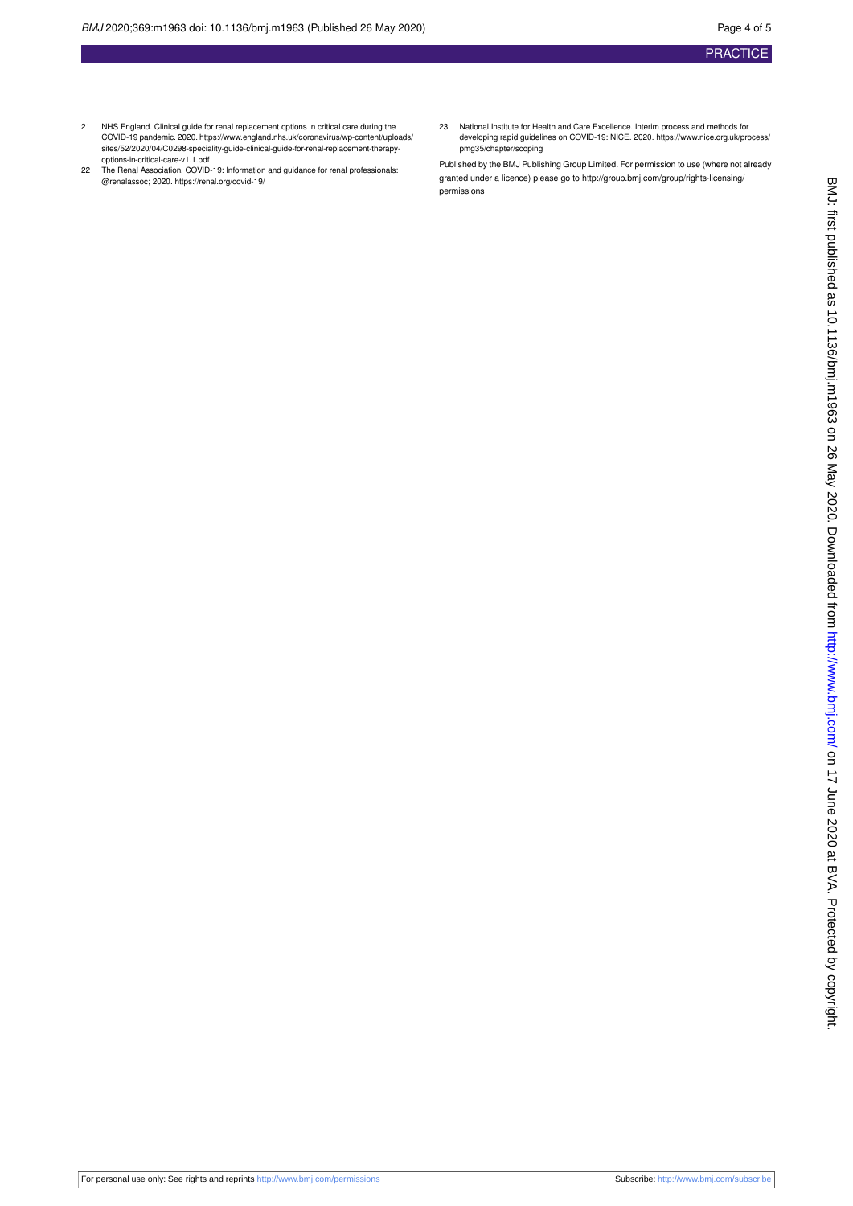21 NHS England. Clinical guide for renal replacement options in critical care during the COVID-19 pandemic. 2020. https://www.england.nhs.uk/coronavirus/wp-content/uploads/sites/52/2020/04/C0298-speciality-guide-clinical-guide-for-renal-replacement-therapy-options-in-critical-care-v1.1.pdf

22 The Renal Association. COVID-19: Information and guidance for renal professionals: @renalassoc; 2020. https://renal.org/covid-19/

23 National Institute for Health and Care Excellence. Interim process and methods for developing rapid guidelines on COVID-19: NICE. 2020. https://www.nice.org.uk/process/pmg35/chapter/scoping

Published by the BMJ Publishing Group Limited. For permission to use (where not already granted under a licence) please go to http://group.bmj.com/group/rights-licensing/permissions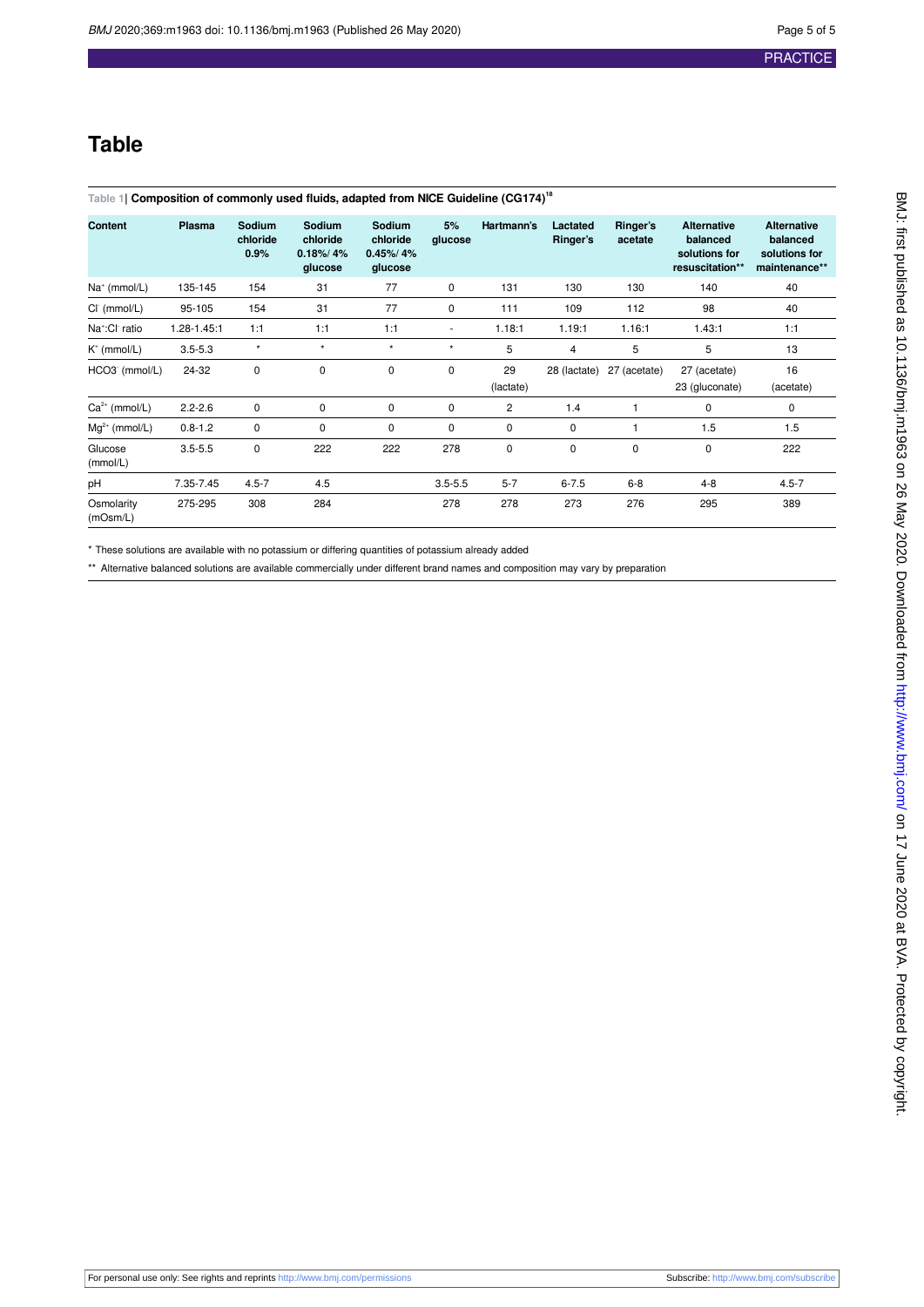# Table

**Table 1| Composition of commonly used fluids, adapted from NICE Guideline (CG174)[18]**

| Content | Plasma | Sodium chloride 0.9% | Sodium chloride 0.18%/ 4% glucose | Sodium chloride 0.45%/ 4% glucose | 5% glucose | Hartmann's | Lactated Ringer's | Ringer's acetate | Alternative balanced solutions for resuscitation** | Alternative balanced solutions for maintenance** |
|---|---|---|---|---|---|---|---|---|---|---|
| $Na^+$ (mmol/L) | 135-145 | 154 | 31 | 77 | 0 | 131 | 130 | 130 | 140 | 40 |
| $Cl^-$ (mmol/L) | 95-105 | 154 | 31 | 77 | 0 | 111 | 109 | 112 | 98 | 40 |
| $Na^+$:$Cl^-$ ratio | 1.28-1.45:1 | 1:1 | 1:1 | 1:1 | - | 1.18:1 | 1.19:1 | 1.16:1 | 1.43:1 | 1:1 |
| $K^+$ (mmol/L) | 3.5-5.3 | * | * | * | * | 5 | 4 | 5 | 5 | 13 |
| $HCO_3^-$ (mmol/L) | 24-32 | 0 | 0 | 0 | 0 | 29 (lactate) | 28 (lactate) | 27 (acetate) | 27 (acetate) 23 (gluconate) | 16 (acetate) |
| $Ca^{2+}$ (mmol/L) | 2.2-2.6 | 0 | 0 | 0 | 0 | 2 | 1.4 | 1 | 0 | 0 |
| $Mg^{2+}$ (mmol/L) | 0.8-1.2 | 0 | 0 | 0 | 0 | 0 | 0 | 1 | 1.5 | 1.5 |
| Glucose (mmol/L) | 3.5-5.5 | 0 | 222 | 222 | 278 | 0 | 0 | 0 | 0 | 222 |
| pH | 7.35-7.45 | 4.5-7 | 4.5 | | 3.5-5.5 | 5-7 | 6-7.5 | 6-8 | 4-8 | 4.5-7 |
| Osmolarity (mOsm/L) | 275-295 | 308 | 284 | | 278 | 278 | 273 | 276 | 295 | 389 |

\* These solutions are available with no potassium or differing quantities of potassium already added

** Alternative balanced solutions are available commercially under different brand names and composition may vary by preparation